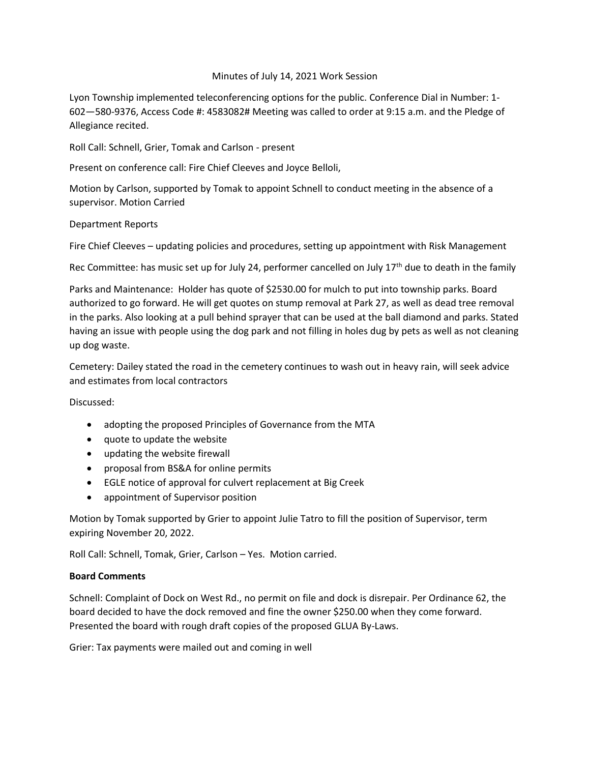Minutes of July 14, 2021 Work Session

Lyon Township implemented teleconferencing options for the public. Conference Dial in Number: 1-602—580-9376, Access Code #: 4583082# Meeting was called to order at 9:15 a.m. and the Pledge of Allegiance recited.

Roll Call: Schnell, Grier, Tomak and Carlson - present

Present on conference call: Fire Chief Cleeves and Joyce Belloli,

Motion by Carlson, supported by Tomak to appoint Schnell to conduct meeting in the absence of a supervisor. Motion Carried

Department Reports

Fire Chief Cleeves – updating policies and procedures, setting up appointment with Risk Management

Rec Committee: has music set up for July 24, performer cancelled on July 17th due to death in the family

Parks and Maintenance: Holder has quote of $2530.00 for mulch to put into township parks. Board authorized to go forward. He will get quotes on stump removal at Park 27, as well as dead tree removal in the parks. Also looking at a pull behind sprayer that can be used at the ball diamond and parks. Stated having an issue with people using the dog park and not filling in holes dug by pets as well as not cleaning up dog waste.

Cemetery: Dailey stated the road in the cemetery continues to wash out in heavy rain, will seek advice and estimates from local contractors

Discussed:

- adopting the proposed Principles of Governance from the MTA
- quote to update the website
- updating the website firewall
- proposal from BS&A for online permits
- EGLE notice of approval for culvert replacement at Big Creek
- appointment of Supervisor position

Motion by Tomak supported by Grier to appoint Julie Tatro to fill the position of Supervisor, term expiring November 20, 2022.

Roll Call: Schnell, Tomak, Grier, Carlson – Yes. Motion carried.

**Board Comments**

Schnell: Complaint of Dock on West Rd., no permit on file and dock is disrepair. Per Ordinance 62, the board decided to have the dock removed and fine the owner $250.00 when they come forward. Presented the board with rough draft copies of the proposed GLUA By-Laws.

Grier: Tax payments were mailed out and coming in well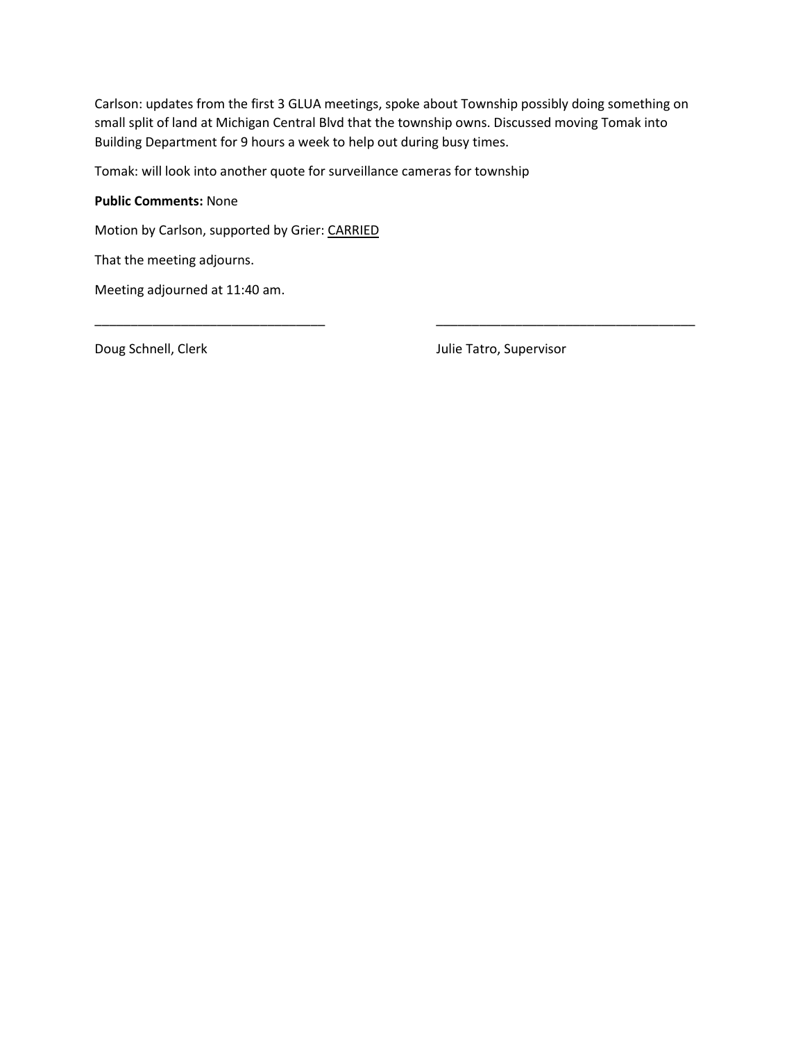Carlson: updates from the first 3 GLUA meetings, spoke about Township possibly doing something on small split of land at Michigan Central Blvd that the township owns. Discussed moving Tomak into Building Department for 9 hours a week to help out during busy times.

Tomak: will look into another quote for surveillance cameras for township

**Public Comments:** None

Motion by Carlson, supported by Grier: <u>CARRIED</u>

That the meeting adjourns.

Meeting adjourned at 11:40 am.

________________________________ &nbsp;&nbsp;&nbsp;&nbsp;&nbsp;&nbsp;&nbsp;&nbsp; ____________________________________

Doug Schnell, Clerk &nbsp;&nbsp;&nbsp;&nbsp;&nbsp;&nbsp;&nbsp;&nbsp; Julie Tatro, Supervisor